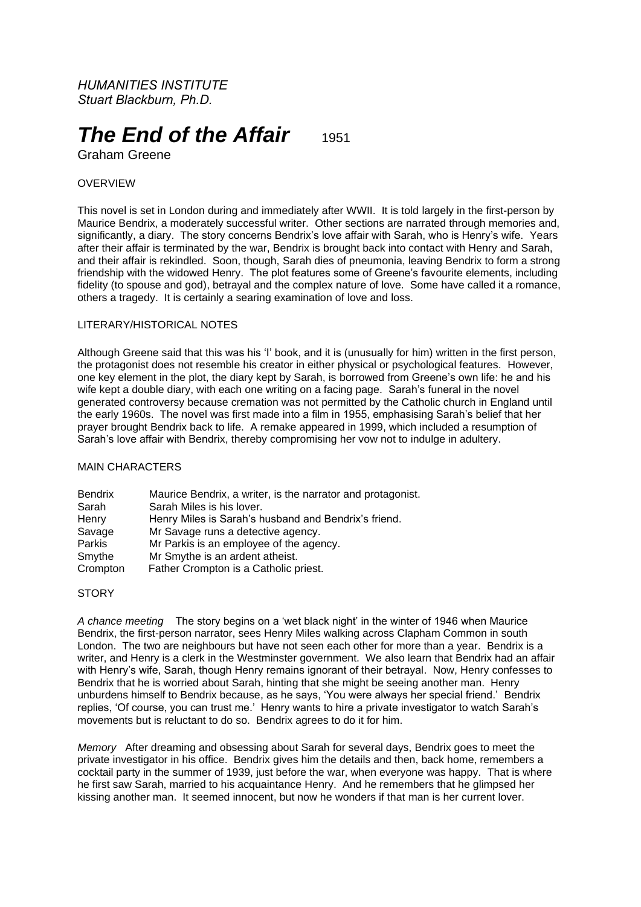*HUMANITIES INSTITUTE*
*Stuart Blackburn, Ph.D.*

# *The End of the Affair* 1951

Graham Greene

## OVERVIEW

This novel is set in London during and immediately after WWII. It is told largely in the first-person by Maurice Bendrix, a moderately successful writer. Other sections are narrated through memories and, significantly, a diary. The story concerns Bendrix's love affair with Sarah, who is Henry's wife. Years after their affair is terminated by the war, Bendrix is brought back into contact with Henry and Sarah, and their affair is rekindled. Soon, though, Sarah dies of pneumonia, leaving Bendrix to form a strong friendship with the widowed Henry. The plot features some of Greene's favourite elements, including fidelity (to spouse and god), betrayal and the complex nature of love. Some have called it a romance, others a tragedy. It is certainly a searing examination of love and loss.

## LITERARY/HISTORICAL NOTES

Although Greene said that this was his 'I' book, and it is (unusually for him) written in the first person, the protagonist does not resemble his creator in either physical or psychological features. However, one key element in the plot, the diary kept by Sarah, is borrowed from Greene's own life: he and his wife kept a double diary, with each one writing on a facing page. Sarah's funeral in the novel generated controversy because cremation was not permitted by the Catholic church in England until the early 1960s. The novel was first made into a film in 1955, emphasising Sarah's belief that her prayer brought Bendrix back to life. A remake appeared in 1999, which included a resumption of Sarah's love affair with Bendrix, thereby compromising her vow not to indulge in adultery.

## MAIN CHARACTERS

| | |
|---|---|
| Bendrix | Maurice Bendrix, a writer, is the narrator and protagonist. |
| Sarah | Sarah Miles is his lover. |
| Henry | Henry Miles is Sarah's husband and Bendrix's friend. |
| Savage | Mr Savage runs a detective agency. |
| Parkis | Mr Parkis is an employee of the agency. |
| Smythe | Mr Smythe is an ardent atheist. |
| Crompton | Father Crompton is a Catholic priest. |

## STORY

*A chance meeting* The story begins on a 'wet black night' in the winter of 1946 when Maurice Bendrix, the first-person narrator, sees Henry Miles walking across Clapham Common in south London. The two are neighbours but have not seen each other for more than a year. Bendrix is a writer, and Henry is a clerk in the Westminster government. We also learn that Bendrix had an affair with Henry's wife, Sarah, though Henry remains ignorant of their betrayal. Now, Henry confesses to Bendrix that he is worried about Sarah, hinting that she might be seeing another man. Henry unburdens himself to Bendrix because, as he says, 'You were always her special friend.' Bendrix replies, 'Of course, you can trust me.' Henry wants to hire a private investigator to watch Sarah's movements but is reluctant to do so. Bendrix agrees to do it for him.

*Memory* After dreaming and obsessing about Sarah for several days, Bendrix goes to meet the private investigator in his office. Bendrix gives him the details and then, back home, remembers a cocktail party in the summer of 1939, just before the war, when everyone was happy. That is where he first saw Sarah, married to his acquaintance Henry. And he remembers that he glimpsed her kissing another man. It seemed innocent, but now he wonders if that man is her current lover.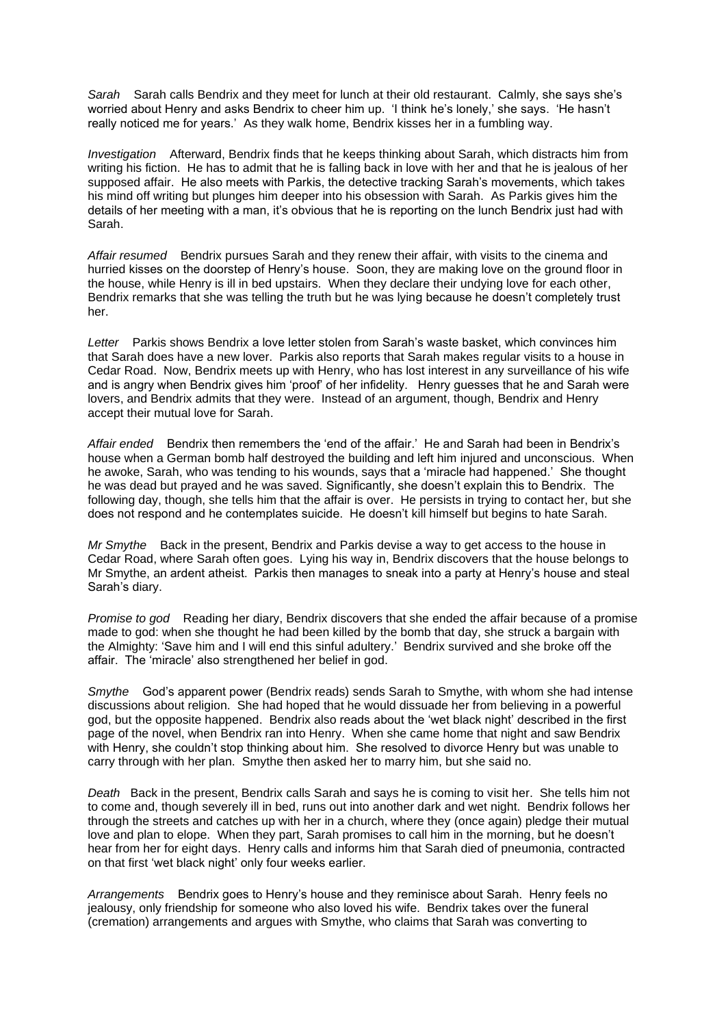*Sarah* Sarah calls Bendrix and they meet for lunch at their old restaurant. Calmly, she says she's worried about Henry and asks Bendrix to cheer him up. 'I think he's lonely,' she says. 'He hasn't really noticed me for years.' As they walk home, Bendrix kisses her in a fumbling way.

*Investigation* Afterward, Bendrix finds that he keeps thinking about Sarah, which distracts him from writing his fiction. He has to admit that he is falling back in love with her and that he is jealous of her supposed affair. He also meets with Parkis, the detective tracking Sarah's movements, which takes his mind off writing but plunges him deeper into his obsession with Sarah. As Parkis gives him the details of her meeting with a man, it's obvious that he is reporting on the lunch Bendrix just had with Sarah.

*Affair resumed* Bendrix pursues Sarah and they renew their affair, with visits to the cinema and hurried kisses on the doorstep of Henry's house. Soon, they are making love on the ground floor in the house, while Henry is ill in bed upstairs. When they declare their undying love for each other, Bendrix remarks that she was telling the truth but he was lying because he doesn't completely trust her.

*Letter* Parkis shows Bendrix a love letter stolen from Sarah's waste basket, which convinces him that Sarah does have a new lover. Parkis also reports that Sarah makes regular visits to a house in Cedar Road. Now, Bendrix meets up with Henry, who has lost interest in any surveillance of his wife and is angry when Bendrix gives him 'proof' of her infidelity. Henry guesses that he and Sarah were lovers, and Bendrix admits that they were. Instead of an argument, though, Bendrix and Henry accept their mutual love for Sarah.

*Affair ended* Bendrix then remembers the 'end of the affair.' He and Sarah had been in Bendrix's house when a German bomb half destroyed the building and left him injured and unconscious. When he awoke, Sarah, who was tending to his wounds, says that a 'miracle had happened.' She thought he was dead but prayed and he was saved. Significantly, she doesn't explain this to Bendrix. The following day, though, she tells him that the affair is over. He persists in trying to contact her, but she does not respond and he contemplates suicide. He doesn't kill himself but begins to hate Sarah.

*Mr Smythe* Back in the present, Bendrix and Parkis devise a way to get access to the house in Cedar Road, where Sarah often goes. Lying his way in, Bendrix discovers that the house belongs to Mr Smythe, an ardent atheist. Parkis then manages to sneak into a party at Henry's house and steal Sarah's diary.

*Promise to god* Reading her diary, Bendrix discovers that she ended the affair because of a promise made to god: when she thought he had been killed by the bomb that day, she struck a bargain with the Almighty: 'Save him and I will end this sinful adultery.' Bendrix survived and she broke off the affair. The 'miracle' also strengthened her belief in god.

*Smythe* God's apparent power (Bendrix reads) sends Sarah to Smythe, with whom she had intense discussions about religion. She had hoped that he would dissuade her from believing in a powerful god, but the opposite happened. Bendrix also reads about the 'wet black night' described in the first page of the novel, when Bendrix ran into Henry. When she came home that night and saw Bendrix with Henry, she couldn't stop thinking about him. She resolved to divorce Henry but was unable to carry through with her plan. Smythe then asked her to marry him, but she said no.

*Death* Back in the present, Bendrix calls Sarah and says he is coming to visit her. She tells him not to come and, though severely ill in bed, runs out into another dark and wet night. Bendrix follows her through the streets and catches up with her in a church, where they (once again) pledge their mutual love and plan to elope. When they part, Sarah promises to call him in the morning, but he doesn't hear from her for eight days. Henry calls and informs him that Sarah died of pneumonia, contracted on that first 'wet black night' only four weeks earlier.

*Arrangements* Bendrix goes to Henry's house and they reminisce about Sarah. Henry feels no jealousy, only friendship for someone who also loved his wife. Bendrix takes over the funeral (cremation) arrangements and argues with Smythe, who claims that Sarah was converting to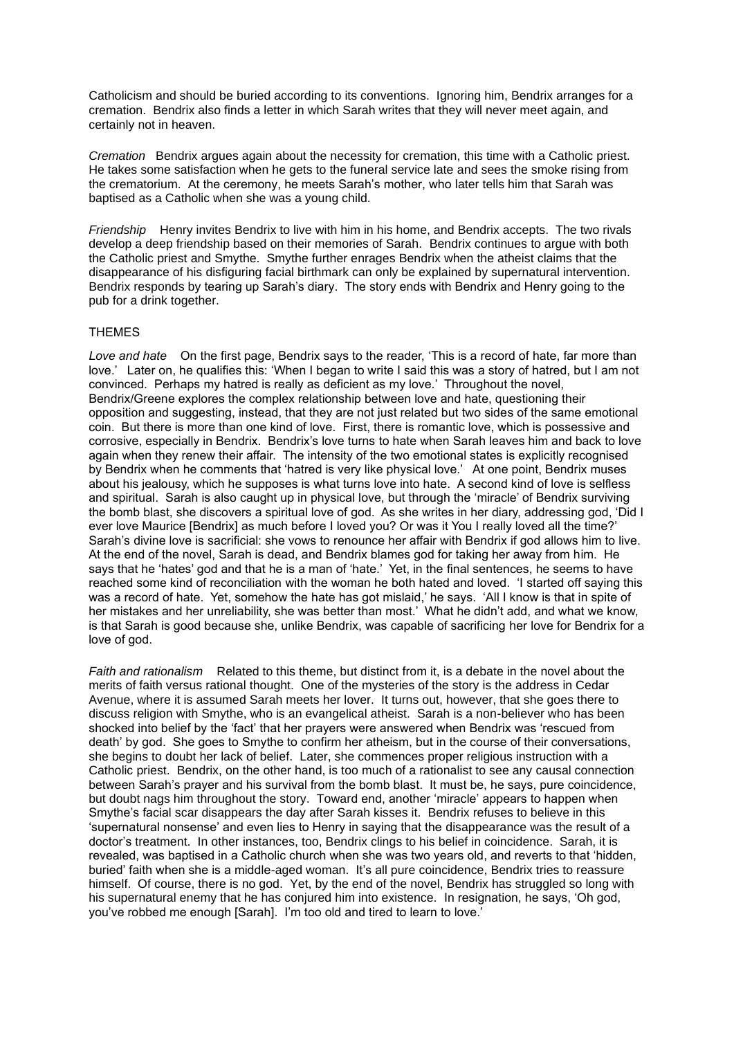Catholicism and should be buried according to its conventions. Ignoring him, Bendrix arranges for a cremation. Bendrix also finds a letter in which Sarah writes that they will never meet again, and certainly not in heaven.

*Cremation* Bendrix argues again about the necessity for cremation, this time with a Catholic priest. He takes some satisfaction when he gets to the funeral service late and sees the smoke rising from the crematorium. At the ceremony, he meets Sarah's mother, who later tells him that Sarah was baptised as a Catholic when she was a young child.

*Friendship* Henry invites Bendrix to live with him in his home, and Bendrix accepts. The two rivals develop a deep friendship based on their memories of Sarah. Bendrix continues to argue with both the Catholic priest and Smythe. Smythe further enrages Bendrix when the atheist claims that the disappearance of his disfiguring facial birthmark can only be explained by supernatural intervention. Bendrix responds by tearing up Sarah's diary. The story ends with Bendrix and Henry going to the pub for a drink together.

## THEMES

*Love and hate* On the first page, Bendrix says to the reader, 'This is a record of hate, far more than love.' Later on, he qualifies this: 'When I began to write I said this was a story of hatred, but I am not convinced. Perhaps my hatred is really as deficient as my love.' Throughout the novel, Bendrix/Greene explores the complex relationship between love and hate, questioning their opposition and suggesting, instead, that they are not just related but two sides of the same emotional coin. But there is more than one kind of love. First, there is romantic love, which is possessive and corrosive, especially in Bendrix. Bendrix's love turns to hate when Sarah leaves him and back to love again when they renew their affair. The intensity of the two emotional states is explicitly recognised by Bendrix when he comments that 'hatred is very like physical love.' At one point, Bendrix muses about his jealousy, which he supposes is what turns love into hate. A second kind of love is selfless and spiritual. Sarah is also caught up in physical love, but through the 'miracle' of Bendrix surviving the bomb blast, she discovers a spiritual love of god. As she writes in her diary, addressing god, 'Did I ever love Maurice [Bendrix] as much before I loved you? Or was it You I really loved all the time?' Sarah's divine love is sacrificial: she vows to renounce her affair with Bendrix if god allows him to live. At the end of the novel, Sarah is dead, and Bendrix blames god for taking her away from him. He says that he 'hates' god and that he is a man of 'hate.' Yet, in the final sentences, he seems to have reached some kind of reconciliation with the woman he both hated and loved. 'I started off saying this was a record of hate. Yet, somehow the hate has got mislaid,' he says. 'All I know is that in spite of her mistakes and her unreliability, she was better than most.' What he didn't add, and what we know, is that Sarah is good because she, unlike Bendrix, was capable of sacrificing her love for Bendrix for a love of god.

*Faith and rationalism* Related to this theme, but distinct from it, is a debate in the novel about the merits of faith versus rational thought. One of the mysteries of the story is the address in Cedar Avenue, where it is assumed Sarah meets her lover. It turns out, however, that she goes there to discuss religion with Smythe, who is an evangelical atheist. Sarah is a non-believer who has been shocked into belief by the 'fact' that her prayers were answered when Bendrix was 'rescued from death' by god. She goes to Smythe to confirm her atheism, but in the course of their conversations, she begins to doubt her lack of belief. Later, she commences proper religious instruction with a Catholic priest. Bendrix, on the other hand, is too much of a rationalist to see any causal connection between Sarah's prayer and his survival from the bomb blast. It must be, he says, pure coincidence, but doubt nags him throughout the story. Toward end, another 'miracle' appears to happen when Smythe's facial scar disappears the day after Sarah kisses it. Bendrix refuses to believe in this 'supernatural nonsense' and even lies to Henry in saying that the disappearance was the result of a doctor's treatment. In other instances, too, Bendrix clings to his belief in coincidence. Sarah, it is revealed, was baptised in a Catholic church when she was two years old, and reverts to that 'hidden, buried' faith when she is a middle-aged woman. It's all pure coincidence, Bendrix tries to reassure himself. Of course, there is no god. Yet, by the end of the novel, Bendrix has struggled so long with his supernatural enemy that he has conjured him into existence. In resignation, he says, 'Oh god, you've robbed me enough [Sarah]. I'm too old and tired to learn to love.'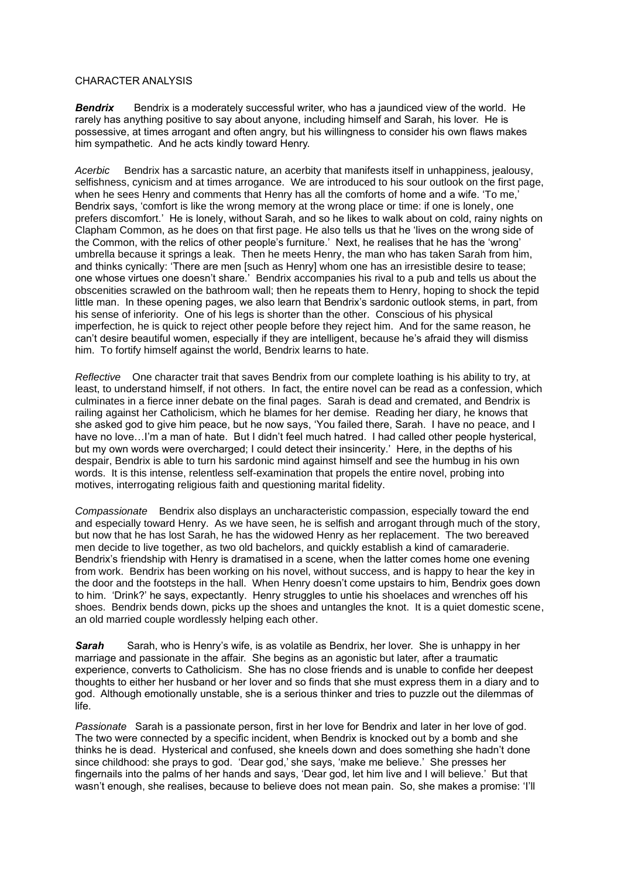CHARACTER ANALYSIS

***Bendrix*** Bendrix is a moderately successful writer, who has a jaundiced view of the world. He rarely has anything positive to say about anyone, including himself and Sarah, his lover. He is possessive, at times arrogant and often angry, but his willingness to consider his own flaws makes him sympathetic. And he acts kindly toward Henry.

*Acerbic* Bendrix has a sarcastic nature, an acerbity that manifests itself in unhappiness, jealousy, selfishness, cynicism and at times arrogance. We are introduced to his sour outlook on the first page, when he sees Henry and comments that Henry has all the comforts of home and a wife. 'To me,' Bendrix says, 'comfort is like the wrong memory at the wrong place or time: if one is lonely, one prefers discomfort.' He is lonely, without Sarah, and so he likes to walk about on cold, rainy nights on Clapham Common, as he does on that first page. He also tells us that he 'lives on the wrong side of the Common, with the relics of other people's furniture.' Next, he realises that he has the 'wrong' umbrella because it springs a leak. Then he meets Henry, the man who has taken Sarah from him, and thinks cynically: 'There are men [such as Henry] whom one has an irresistible desire to tease; one whose virtues one doesn't share.' Bendrix accompanies his rival to a pub and tells us about the obscenities scrawled on the bathroom wall; then he repeats them to Henry, hoping to shock the tepid little man. In these opening pages, we also learn that Bendrix's sardonic outlook stems, in part, from his sense of inferiority. One of his legs is shorter than the other. Conscious of his physical imperfection, he is quick to reject other people before they reject him. And for the same reason, he can't desire beautiful women, especially if they are intelligent, because he's afraid they will dismiss him. To fortify himself against the world, Bendrix learns to hate.

*Reflective* One character trait that saves Bendrix from our complete loathing is his ability to try, at least, to understand himself, if not others. In fact, the entire novel can be read as a confession, which culminates in a fierce inner debate on the final pages. Sarah is dead and cremated, and Bendrix is railing against her Catholicism, which he blames for her demise. Reading her diary, he knows that she asked god to give him peace, but he now says, 'You failed there, Sarah. I have no peace, and I have no love…I'm a man of hate. But I didn't feel much hatred. I had called other people hysterical, but my own words were overcharged; I could detect their insincerity.' Here, in the depths of his despair, Bendrix is able to turn his sardonic mind against himself and see the humbug in his own words. It is this intense, relentless self-examination that propels the entire novel, probing into motives, interrogating religious faith and questioning marital fidelity.

*Compassionate* Bendrix also displays an uncharacteristic compassion, especially toward the end and especially toward Henry. As we have seen, he is selfish and arrogant through much of the story, but now that he has lost Sarah, he has the widowed Henry as her replacement. The two bereaved men decide to live together, as two old bachelors, and quickly establish a kind of camaraderie. Bendrix's friendship with Henry is dramatised in a scene, when the latter comes home one evening from work. Bendrix has been working on his novel, without success, and is happy to hear the key in the door and the footsteps in the hall. When Henry doesn't come upstairs to him, Bendrix goes down to him. 'Drink?' he says, expectantly. Henry struggles to untie his shoelaces and wrenches off his shoes. Bendrix bends down, picks up the shoes and untangles the knot. It is a quiet domestic scene, an old married couple wordlessly helping each other.

***Sarah*** Sarah, who is Henry's wife, is as volatile as Bendrix, her lover. She is unhappy in her marriage and passionate in the affair. She begins as an agonistic but later, after a traumatic experience, converts to Catholicism. She has no close friends and is unable to confide her deepest thoughts to either her husband or her lover and so finds that she must express them in a diary and to god. Although emotionally unstable, she is a serious thinker and tries to puzzle out the dilemmas of life.

*Passionate* Sarah is a passionate person, first in her love for Bendrix and later in her love of god. The two were connected by a specific incident, when Bendrix is knocked out by a bomb and she thinks he is dead. Hysterical and confused, she kneels down and does something she hadn't done since childhood: she prays to god. 'Dear god,' she says, 'make me believe.' She presses her fingernails into the palms of her hands and says, 'Dear god, let him live and I will believe.' But that wasn't enough, she realises, because to believe does not mean pain. So, she makes a promise: 'I'll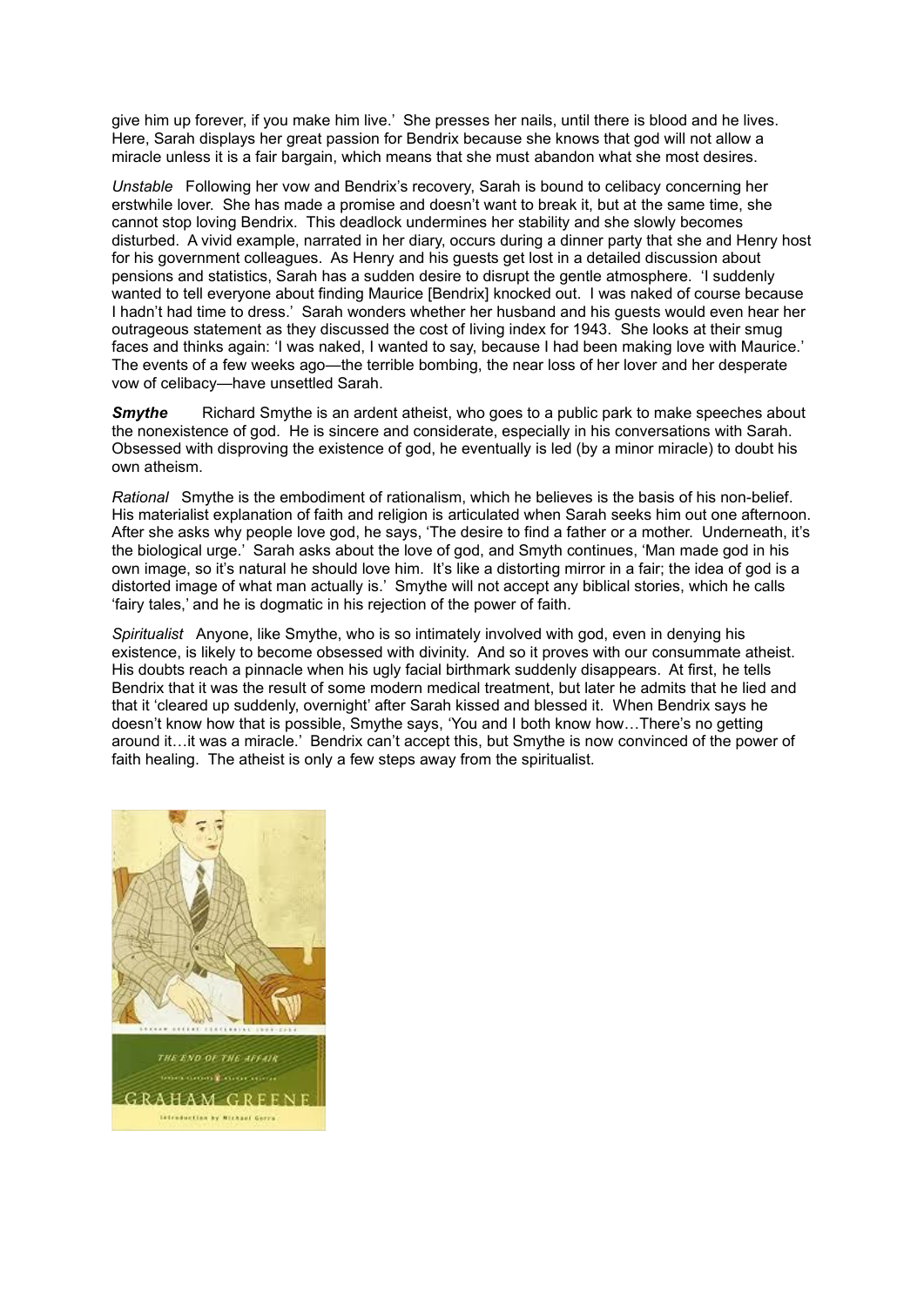give him up forever, if you make him live.' She presses her nails, until there is blood and he lives. Here, Sarah displays her great passion for Bendrix because she knows that god will not allow a miracle unless it is a fair bargain, which means that she must abandon what she most desires.

*Unstable* Following her vow and Bendrix's recovery, Sarah is bound to celibacy concerning her erstwhile lover. She has made a promise and doesn't want to break it, but at the same time, she cannot stop loving Bendrix. This deadlock undermines her stability and she slowly becomes disturbed. A vivid example, narrated in her diary, occurs during a dinner party that she and Henry host for his government colleagues. As Henry and his guests get lost in a detailed discussion about pensions and statistics, Sarah has a sudden desire to disrupt the gentle atmosphere. 'I suddenly wanted to tell everyone about finding Maurice [Bendrix] knocked out. I was naked of course because I hadn't had time to dress.' Sarah wonders whether her husband and his guests would even hear her outrageous statement as they discussed the cost of living index for 1943. She looks at their smug faces and thinks again: 'I was naked, I wanted to say, because I had been making love with Maurice.' The events of a few weeks ago—the terrible bombing, the near loss of her lover and her desperate vow of celibacy—have unsettled Sarah.

***Smythe*** Richard Smythe is an ardent atheist, who goes to a public park to make speeches about the nonexistence of god. He is sincere and considerate, especially in his conversations with Sarah. Obsessed with disproving the existence of god, he eventually is led (by a minor miracle) to doubt his own atheism.

*Rational* Smythe is the embodiment of rationalism, which he believes is the basis of his non-belief. His materialist explanation of faith and religion is articulated when Sarah seeks him out one afternoon. After she asks why people love god, he says, 'The desire to find a father or a mother. Underneath, it's the biological urge.' Sarah asks about the love of god, and Smyth continues, 'Man made god in his own image, so it's natural he should love him. It's like a distorting mirror in a fair; the idea of god is a distorted image of what man actually is.' Smythe will not accept any biblical stories, which he calls 'fairy tales,' and he is dogmatic in his rejection of the power of faith.

*Spiritualist* Anyone, like Smythe, who is so intimately involved with god, even in denying his existence, is likely to become obsessed with divinity. And so it proves with our consummate atheist. His doubts reach a pinnacle when his ugly facial birthmark suddenly disappears. At first, he tells Bendrix that it was the result of some modern medical treatment, but later he admits that he lied and that it 'cleared up suddenly, overnight' after Sarah kissed and blessed it. When Bendrix says he doesn't know how that is possible, Smythe says, 'You and I both know how…There's no getting around it…it was a miracle.' Bendrix can't accept this, but Smythe is now convinced of the power of faith healing. The atheist is only a few steps away from the spiritualist.

THE END OF THE AFFAIR

GRAHAM GREENE

Introduction by Michael Gorra